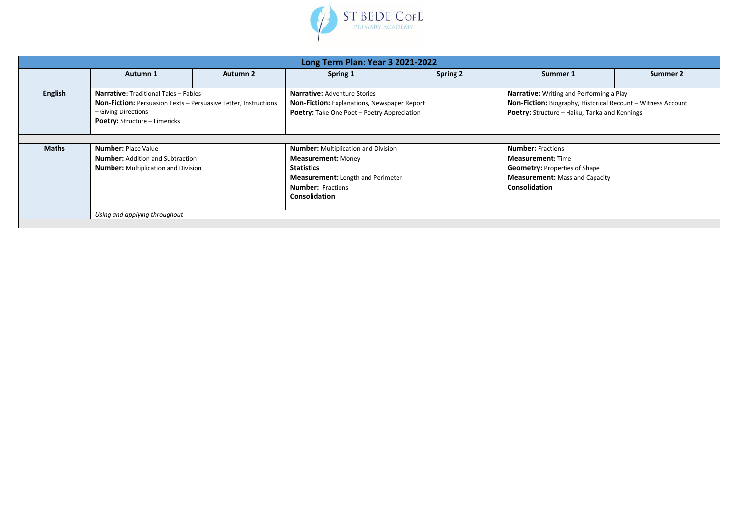ST BEDE CofE PRIMARY ACADEMY

| Long Term Plan: Year 3 2021-2022 | | | | | | |
|---|---|---|---|---|---|---|
| | **Autumn 1** | **Autumn 2** | **Spring 1** | **Spring 2** | **Summer 1** | **Summer 2** |
| **English** | **Narrative:** Traditional Tales – Fables<br>**Non-Fiction:** Persuasion Texts – Persuasive Letter, Instructions – Giving Directions<br>**Poetry:** Structure – Limericks | | **Narrative:** Adventure Stories<br>**Non-Fiction:** Explanations, Newspaper Report<br>**Poetry:** Take One Poet – Poetry Appreciation | | **Narrative:** Writing and Performing a Play<br>**Non-Fiction:** Biography, Historical Recount – Witness Account<br>**Poetry:** Structure – Haiku, Tanka and Kennings | |
| **Maths** | **Number:** Place Value<br>**Number:** Addition and Subtraction<br>**Number:** Multiplication and Division | | **Number:** Multiplication and Division<br>**Measurement:** Money<br>**Statistics**<br>**Measurement:** Length and Perimeter<br>**Number:** Fractions<br>**Consolidation** | | **Number:** Fractions<br>**Measurement:** Time<br>**Geometry:** Properties of Shape<br>**Measurement:** Mass and Capacity<br>**Consolidation** | |
| | *Using and applying throughout* | | | | | |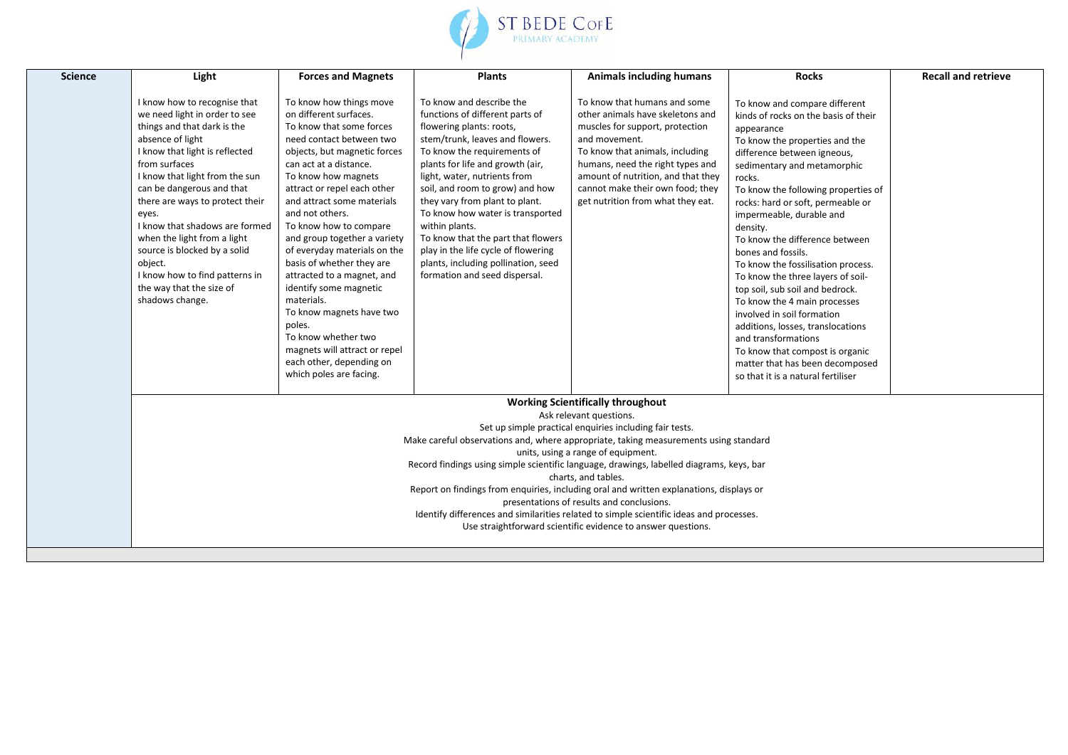| Science | Light | Forces and Magnets | Plants | Animals including humans | Rocks | Recall and retrieve |
|---|---|---|---|---|---|---|
| | I know how to recognise that we need light in order to see things and that dark is the absence of light<br>I know that light is reflected from surfaces<br>I know that light from the sun can be dangerous and that there are ways to protect their eyes.<br>I know that shadows are formed when the light from a light source is blocked by a solid object.<br>I know how to find patterns in the way that the size of shadows change. | To know how things move on different surfaces.<br>To know that some forces need contact between two objects, but magnetic forces can act at a distance.<br>To know how magnets attract or repel each other and attract some materials and not others.<br>To know how to compare and group together a variety of everyday materials on the basis of whether they are attracted to a magnet, and identify some magnetic materials.<br>To know magnets have two poles.<br>To know whether two magnets will attract or repel each other, depending on which poles are facing. | To know and describe the functions of different parts of flowering plants: roots, stem/trunk, leaves and flowers.<br>To know the requirements of plants for life and growth (air, light, water, nutrients from soil, and room to grow) and how they vary from plant to plant.<br>To know how water is transported within plants.<br>To know that the part that flowers play in the life cycle of flowering plants, including pollination, seed formation and seed dispersal. | To know that humans and some other animals have skeletons and muscles for support, protection and movement.<br>To know that animals, including humans, need the right types and amount of nutrition, and that they cannot make their own food; they get nutrition from what they eat. | To know and compare different kinds of rocks on the basis of their appearance<br>To know the properties and the difference between igneous, sedimentary and metamorphic rocks.<br>To know the following properties of rocks: hard or soft, permeable or impermeable, durable and density.<br>To know the difference between bones and fossils.<br>To know the fossilisation process.<br>To know the three layers of soil- top soil, sub soil and bedrock.<br>To know the 4 main processes involved in soil formation additions, losses, translocations and transformations<br>To know that compost is organic matter that has been decomposed so that it is a natural fertiliser | |

**Working Scientifically throughout**

Ask relevant questions.
Set up simple practical enquiries including fair tests.
Make careful observations and, where appropriate, taking measurements using standard units, using a range of equipment.
Record findings using simple scientific language, drawings, labelled diagrams, keys, bar charts, and tables.
Report on findings from enquiries, including oral and written explanations, displays or presentations of results and conclusions.
Identify differences and similarities related to simple scientific ideas and processes.
Use straightforward scientific evidence to answer questions.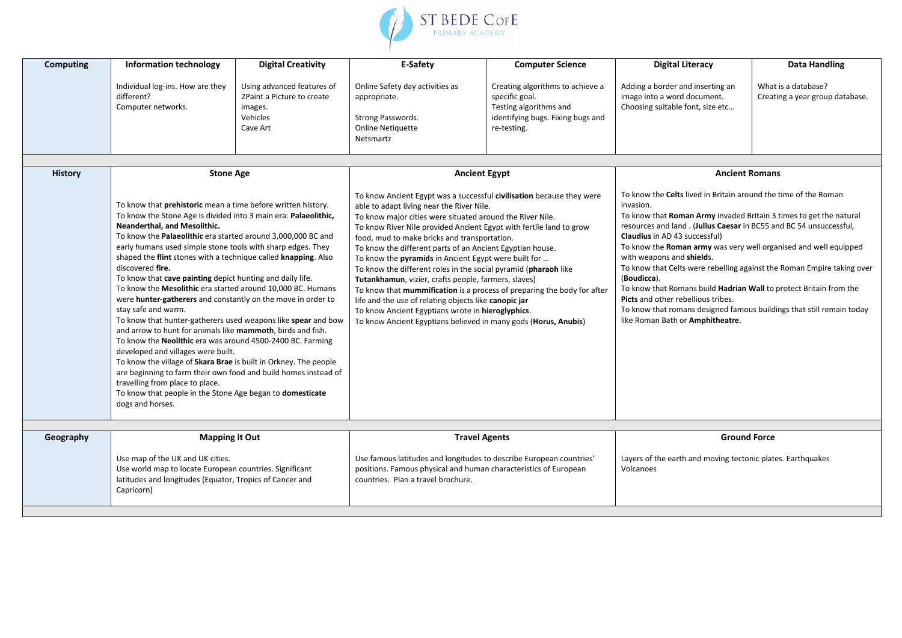| Computing | Information technology | Digital Creativity | E-Safety | Computer Science | Digital Literacy | Data Handling |
|---|---|---|---|---|---|---|
| | Individual log-ins. How are they different?<br>Computer networks. | Using advanced features of 2Paint a Picture to create images.<br>Vehicles<br>Cave Art | Online Safety day activities as appropriate.<br><br>Strong Passwords.<br>Online Netiquette<br>Netsmartz | Creating algorithms to achieve a specific goal.<br>Testing algorithms and identifying bugs. Fixing bugs and re-testing. | Adding a border and inserting an image into a word document.<br>Choosing suitable font, size etc… | What is a database?<br>Creating a year group database. |

| History | Stone Age | Ancient Egypt | Ancient Romans |
|---|---|---|---|
| | To know that **prehistoric** mean a time before written history.<br>To know the Stone Age is divided into 3 main era: **Palaeolithic, Neanderthal, and Mesolithic.**<br>To know the **Palaeolithic** era started around 3,000,000 BC and early humans used simple stone tools with sharp edges. They shaped the **flint** stones with a technique called **knapping**. Also discovered **fire.**<br>To know that **cave painting** depict hunting and daily life.<br>To know the **Mesolithic** era started around 10,000 BC. Humans were **hunter-gatherers** and constantly on the move in order to stay safe and warm.<br>To know that hunter-gatherers used weapons like **spear** and bow and arrow to hunt for animals like **mammoth**, birds and fish.<br>To know the **Neolithic** era was around 4500-2400 BC. Farming developed and villages were built.<br>To know the village of **Skara Brae** is built in Orkney. The people are beginning to farm their own food and build homes instead of travelling from place to place.<br>To know that people in the Stone Age began to **domesticate** dogs and horses. | To know Ancient Egypt was a successful **civilisation** because they were able to adapt living near the River Nile.<br>To know major cities were situated around the River Nile.<br>To know River Nile provided Ancient Egypt with fertile land to grow food, mud to make bricks and transportation.<br>To know the different parts of an Ancient Egyptian house.<br>To know the **pyramids** in Ancient Egypt were built for …<br>To know the different roles in the social pyramid (**pharaoh** like **Tutankhamun**, vizier, crafts people, farmers, slaves)<br>To know that **mummification** is a process of preparing the body for after life and the use of relating objects like **canopic jar**<br>To know Ancient Egyptians wrote in **hieroglyphics**.<br>To know Ancient Egyptians believed in many gods (**Horus, Anubis**) | To know the **Celts** lived in Britain around the time of the Roman invasion.<br>To know that **Roman Army** invaded Britain 3 times to get the natural resources and land . (**Julius Caesar** in BC55 and BC 54 unsuccessful, **Claudius** in AD 43 successful)<br>To know the **Roman army** was very well organised and well equipped with weapons and **shield**s.<br>To know that Celts were rebelling against the Roman Empire taking over (**Boudicca**).<br>To know that Romans build **Hadrian Wall** to protect Britain from the **Picts** and other rebellious tribes.<br>To know that romans designed famous buildings that still remain today like Roman Bath or **Amphitheatre**. |

| Geography | Mapping it Out | Travel Agents | Ground Force |
|---|---|---|---|
| | Use map of the UK and UK cities.<br>Use world map to locate European countries. Significant latitudes and longitudes (Equator, Tropics of Cancer and Capricorn) | Use famous latitudes and longitudes to describe European countries' positions. Famous physical and human characteristics of European countries. Plan a travel brochure. | Layers of the earth and moving tectonic plates. Earthquakes<br>Volcanoes |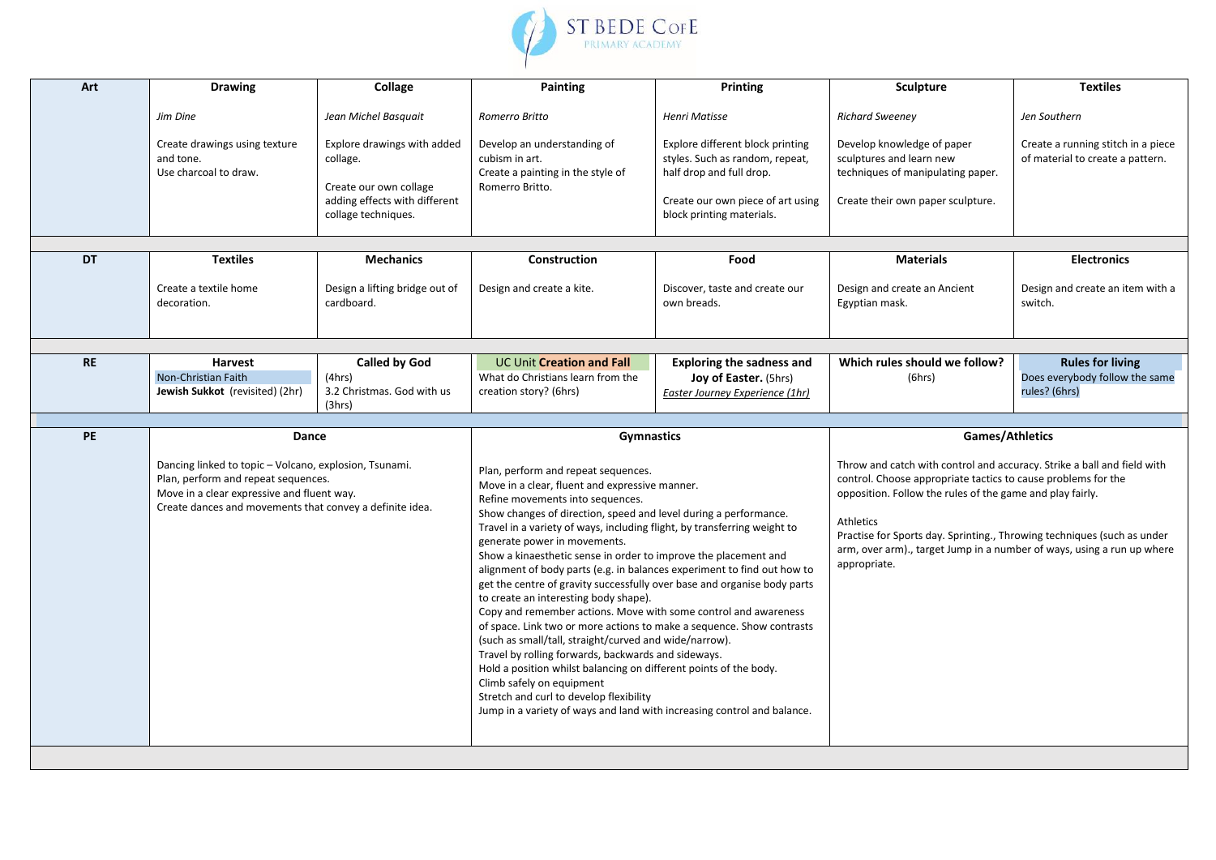| Art | Drawing | Collage | Painting | Printing | Sculpture | Textiles |
|---|---|---|---|---|---|---|
| | *Jim Dine*<br><br>Create drawings using texture and tone.<br>Use charcoal to draw. | *Jean Michel Basquait*<br><br>Explore drawings with added collage.<br><br>Create our own collage adding effects with different collage techniques. | *Romerro Britto*<br><br>Develop an understanding of cubism in art.<br>Create a painting in the style of Romerro Britto. | *Henri Matisse*<br><br>Explore different block printing styles. Such as random, repeat, half drop and full drop.<br><br>Create our own piece of art using block printing materials. | *Richard Sweeney*<br><br>Develop knowledge of paper sculptures and learn new techniques of manipulating paper.<br><br>Create their own paper sculpture. | *Jen Southern*<br><br>Create a running stitch in a piece of material to create a pattern. |
| **DT** | **Textiles** | **Mechanics** | **Construction** | **Food** | **Materials** | **Electronics** |
| | Create a textile home decoration. | Design a lifting bridge out of cardboard. | Design and create a kite. | Discover, taste and create our own breads. | Design and create an Ancient Egyptian mask. | Design and create an item with a switch. |
| **RE** | **Harvest**<br>Non-Christian Faith<br>**Jewish Sukkot** (revisited) (2hr) | **Called by God**<br>(4hrs)<br>3.2 Christmas. God with us<br>(3hrs) | UC Unit **Creation and Fall**<br>What do Christians learn from the creation story? (6hrs) | **Exploring the sadness and Joy of Easter.** (5hrs)<br>*Easter Journey Experience (1hr)* | **Which rules should we follow?**<br>(6hrs) | **Rules for living**<br>Does everybody follow the same rules? (6hrs) |
| **PE** | **Dance** | | **Gymnastics** | | **Games/Athletics** | |
| | Dancing linked to topic – Volcano, explosion, Tsunami.<br>Plan, perform and repeat sequences.<br>Move in a clear expressive and fluent way.<br>Create dances and movements that convey a definite idea. | | Plan, perform and repeat sequences.<br>Move in a clear, fluent and expressive manner.<br>Refine movements into sequences.<br>Show changes of direction, speed and level during a performance.<br>Travel in a variety of ways, including flight, by transferring weight to generate power in movements.<br>Show a kinaesthetic sense in order to improve the placement and alignment of body parts (e.g. in balances experiment to find out how to get the centre of gravity successfully over base and organise body parts to create an interesting body shape).<br>Copy and remember actions. Move with some control and awareness of space. Link two or more actions to make a sequence. Show contrasts (such as small/tall, straight/curved and wide/narrow).<br>Travel by rolling forwards, backwards and sideways.<br>Hold a position whilst balancing on different points of the body.<br>Climb safely on equipment<br>Stretch and curl to develop flexibility<br>Jump in a variety of ways and land with increasing control and balance. | | Throw and catch with control and accuracy. Strike a ball and field with control. Choose appropriate tactics to cause problems for the opposition. Follow the rules of the game and play fairly.<br><br>Athletics<br>Practise for Sports day. Sprinting., Throwing techniques (such as under arm, over arm)., target Jump in a number of ways, using a run up where appropriate. | |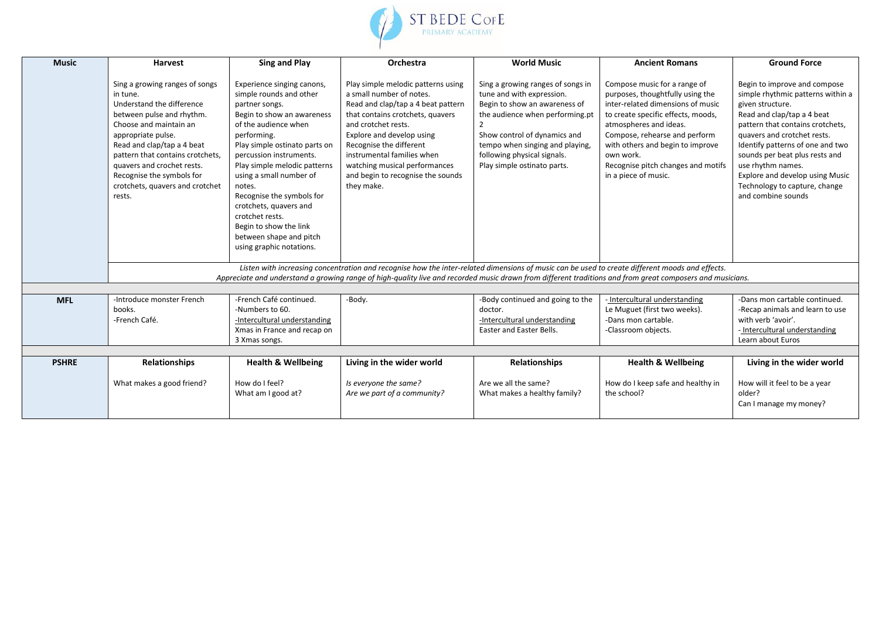| Music | Harvest | Sing and Play | Orchestra | World Music | Ancient Romans | Ground Force |
|---|---|---|---|---|---|---|
| | Sing a growing ranges of songs in tune.<br>Understand the difference between pulse and rhythm.<br>Choose and maintain an appropriate pulse.<br>Read and clap/tap a 4 beat pattern that contains crotchets, quavers and crochet rests.<br>Recognise the symbols for crotchets, quavers and crotchet rests. | Experience singing canons, simple rounds and other partner songs.<br>Begin to show an awareness of the audience when performing.<br>Play simple ostinato parts on percussion instruments.<br>Play simple melodic patterns using a small number of notes.<br>Recognise the symbols for crotchets, quavers and crotchet rests.<br>Begin to show the link between shape and pitch using graphic notations. | Play simple melodic patterns using a small number of notes.<br>Read and clap/tap a 4 beat pattern that contains crotchets, quavers and crotchet rests.<br>Explore and develop using<br>Recognise the different instrumental families when watching musical performances and begin to recognise the sounds they make. | Sing a growing ranges of songs in tune and with expression.<br>Begin to show an awareness of the audience when performing.pt 2<br>Show control of dynamics and tempo when singing and playing, following physical signals.<br>Play simple ostinato parts. | Compose music for a range of purposes, thoughtfully using the inter-related dimensions of music to create specific effects, moods, atmospheres and ideas.<br>Compose, rehearse and perform with others and begin to improve own work.<br>Recognise pitch changes and motifs in a piece of music. | Begin to improve and compose simple rhythmic patterns within a given structure.<br>Read and clap/tap a 4 beat pattern that contains crotchets, quavers and crotchet rests.<br>Identify patterns of one and two sounds per beat plus rests and use rhythm names.<br>Explore and develop using Music Technology to capture, change and combine sounds |
| | *Listen with increasing concentration and recognise how the inter-related dimensions of music can be used to create different moods and effects.<br>Appreciate and understand a growing range of high-quality live and recorded music drawn from different traditions and from great composers and musicians.* | | | | | |
| **MFL** | -Introduce monster French books.<br>-French Café. | -French Café continued.<br>-Numbers to 60.<br>-Intercultural understanding<br>Xmas in France and recap on 3 Xmas songs. | -Body. | -Body continued and going to the doctor.<br>-Intercultural understanding<br>Easter and Easter Bells. | - Intercultural understanding<br>Le Muguet (first two weeks).<br>-Dans mon cartable.<br>-Classroom objects. | -Dans mon cartable continued.<br>-Recap animals and learn to use with verb 'avoir'.<br>- Intercultural understanding<br>Learn about Euros |
| **PSHRE** | **Relationships**<br><br>What makes a good friend? | **Health & Wellbeing**<br><br>How do I feel?<br>What am I good at? | **Living in the wider world**<br><br>*Is everyone the same?*<br>*Are we part of a community?* | **Relationships**<br><br>Are we all the same?<br>What makes a healthy family? | **Health & Wellbeing**<br><br>How do I keep safe and healthy in the school? | **Living in the wider world**<br><br>How will it feel to be a year older?<br>Can I manage my money? |